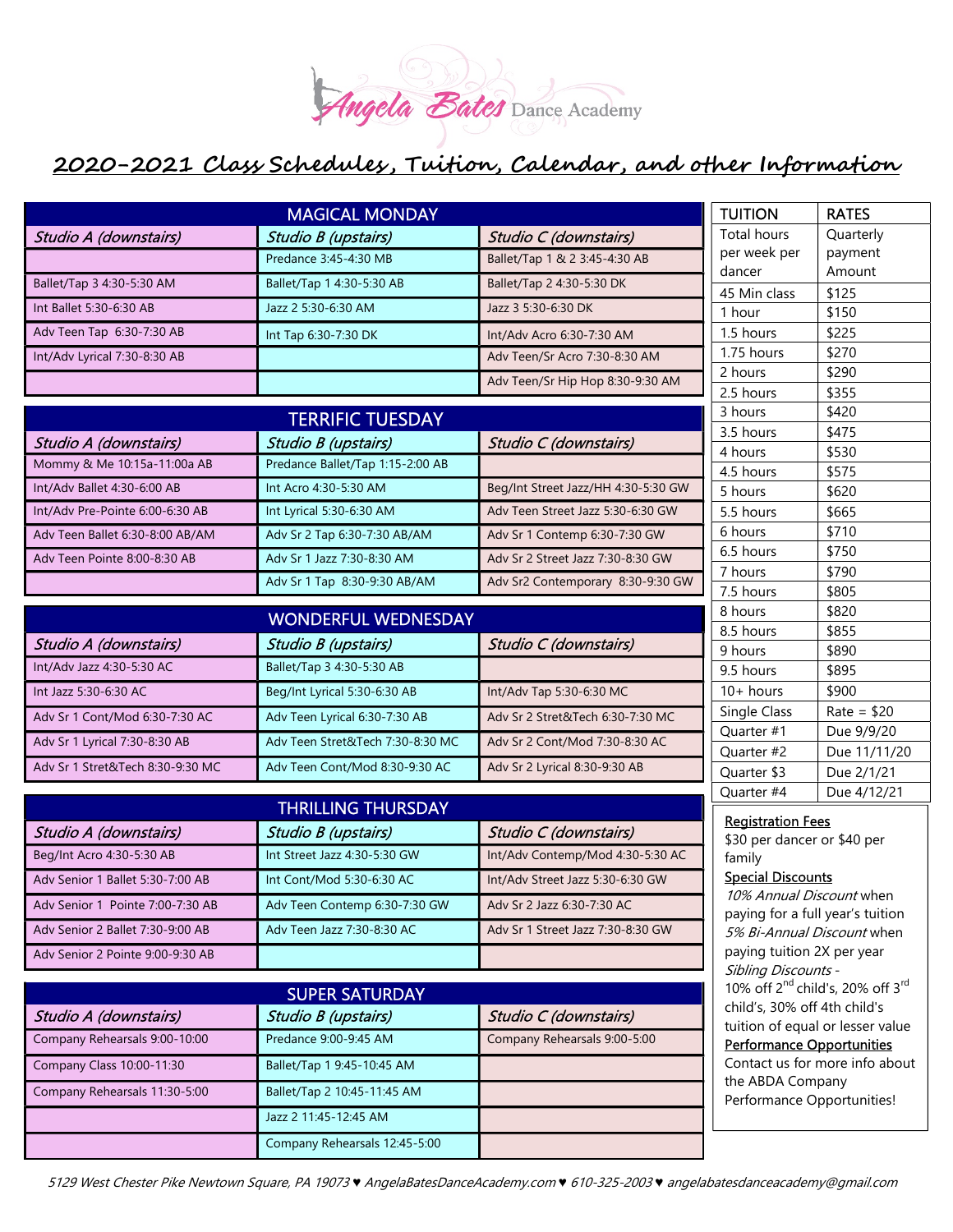# Angela Bates Dance Academy

## 2020-2021 Class Schedules, Tuition, Calendar, and other Information

### MAGICAL MONDAY

| *Studio A (downstairs)* | *Studio B (upstairs)* | *Studio C (downstairs)* |
|---|---|---|
| | Predance 3:45-4:30 MB | Ballet/Tap 1 & 2 3:45-4:30 AB |
| Ballet/Tap 3 4:30-5:30 AM | Ballet/Tap 1 4:30-5:30 AB | Ballet/Tap 2 4:30-5:30 DK |
| Int Ballet 5:30-6:30 AB | Jazz 2 5:30-6:30 AM | Jazz 3 5:30-6:30 DK |
| Adv Teen Tap 6:30-7:30 AB | Int Tap 6:30-7:30 DK | Int/Adv Acro 6:30-7:30 AM |
| Int/Adv Lyrical 7:30-8:30 AB | | Adv Teen/Sr Acro 7:30-8:30 AM |
| | | Adv Teen/Sr Hip Hop 8:30-9:30 AM |

### TERRIFIC TUESDAY

| *Studio A (downstairs)* | *Studio B (upstairs)* | *Studio C (downstairs)* |
|---|---|---|
| Mommy & Me 10:15a-11:00a AB | Predance Ballet/Tap 1:15-2:00 AB | |
| Int/Adv Ballet 4:30-6:00 AB | Int Acro 4:30-5:30 AM | Beg/Int Street Jazz/HH 4:30-5:30 GW |
| Int/Adv Pre-Pointe 6:00-6:30 AB | Int Lyrical 5:30-6:30 AM | Adv Teen Street Jazz 5:30-6:30 GW |
| Adv Teen Ballet 6:30-8:00 AB/AM | Adv Sr 2 Tap 6:30-7:30 AB/AM | Adv Sr 1 Contemp 6:30-7:30 GW |
| Adv Teen Pointe 8:00-8:30 AB | Adv Sr 1 Jazz 7:30-8:30 AM | Adv Sr 2 Street Jazz 7:30-8:30 GW |
| | Adv Sr 1 Tap 8:30-9:30 AB/AM | Adv Sr2 Contemporary 8:30-9:30 GW |

### WONDERFUL WEDNESDAY

| *Studio A (downstairs)* | *Studio B (upstairs)* | *Studio C (downstairs)* |
|---|---|---|
| Int/Adv Jazz 4:30-5:30 AC | Ballet/Tap 3 4:30-5:30 AB | |
| Int Jazz 5:30-6:30 AC | Beg/Int Lyrical 5:30-6:30 AB | Int/Adv Tap 5:30-6:30 MC |
| Adv Sr 1 Cont/Mod 6:30-7:30 AC | Adv Teen Lyrical 6:30-7:30 AB | Adv Sr 2 Stret&Tech 6:30-7:30 MC |
| Adv Sr 1 Lyrical 7:30-8:30 AB | Adv Teen Stret&Tech 7:30-8:30 MC | Adv Sr 2 Cont/Mod 7:30-8:30 AC |
| Adv Sr 1 Stret&Tech 8:30-9:30 MC | Adv Teen Cont/Mod 8:30-9:30 AC | Adv Sr 2 Lyrical 8:30-9:30 AB |

### THRILLING THURSDAY

| *Studio A (downstairs)* | *Studio B (upstairs)* | *Studio C (downstairs)* |
|---|---|---|
| Beg/Int Acro 4:30-5:30 AB | Int Street Jazz 4:30-5:30 GW | Int/Adv Contemp/Mod 4:30-5:30 AC |
| Adv Senior 1 Ballet 5:30-7:00 AB | Int Cont/Mod 5:30-6:30 AC | Int/Adv Street Jazz 5:30-6:30 GW |
| Adv Senior 1 Pointe 7:00-7:30 AB | Adv Teen Contemp 6:30-7:30 GW | Adv Sr 2 Jazz 6:30-7:30 AC |
| Adv Senior 2 Ballet 7:30-9:00 AB | Adv Teen Jazz 7:30-8:30 AC | Adv Sr 1 Street Jazz 7:30-8:30 GW |
| Adv Senior 2 Pointe 9:00-9:30 AB | | |

### SUPER SATURDAY

| *Studio A (downstairs)* | *Studio B (upstairs)* | *Studio C (downstairs)* |
|---|---|---|
| Company Rehearsals 9:00-10:00 | Predance 9:00-9:45 AM | Company Rehearsals 9:00-5:00 |
| Company Class 10:00-11:30 | Ballet/Tap 1 9:45-10:45 AM | |
| Company Rehearsals 11:30-5:00 | Ballet/Tap 2 10:45-11:45 AM | |
| | Jazz 2 11:45-12:45 AM | |
| | Company Rehearsals 12:45-5:00 | |

### TUITION RATES

| TUITION | RATES |
|---|---|
| Total hours per week per dancer | Quarterly payment Amount |
| 45 Min class | $125 |
| 1 hour | $150 |
| 1.5 hours | $225 |
| 1.75 hours | $270 |
| 2 hours | $290 |
| 2.5 hours | $355 |
| 3 hours | $420 |
| 3.5 hours | $475 |
| 4 hours | $530 |
| 4.5 hours | $575 |
| 5 hours | $620 |
| 5.5 hours | $665 |
| 6 hours | $710 |
| 6.5 hours | $750 |
| 7 hours | $790 |
| 7.5 hours | $805 |
| 8 hours | $820 |
| 8.5 hours | $855 |
| 9 hours | $890 |
| 9.5 hours | $895 |
| 10+ hours | $900 |
| Single Class | Rate = $20 |
| Quarter #1 | Due 9/9/20 |
| Quarter #2 | Due 11/11/20 |
| Quarter $3 | Due 2/1/21 |
| Quarter #4 | Due 4/12/21 |

<u>Registration Fees</u>

$30 per dancer or $40 per family

<u>Special Discounts</u>

*10% Annual Discount* when paying for a full year's tuition

*5% Bi-Annual Discount* when paying tuition 2X per year

*Sibling Discounts* - 10% off 2nd child's, 20% off 3rd child's, 30% off 4th child's tuition of equal or lesser value

<u>Performance Opportunities</u>

Contact us for more info about the ABDA Company Performance Opportunities!

*5129 West Chester Pike Newtown Square, PA 19073 ♥ AngelaBatesDanceAcademy.com ♥ 610-325-2003 ♥ angelabatesdanceacademy@gmail.com*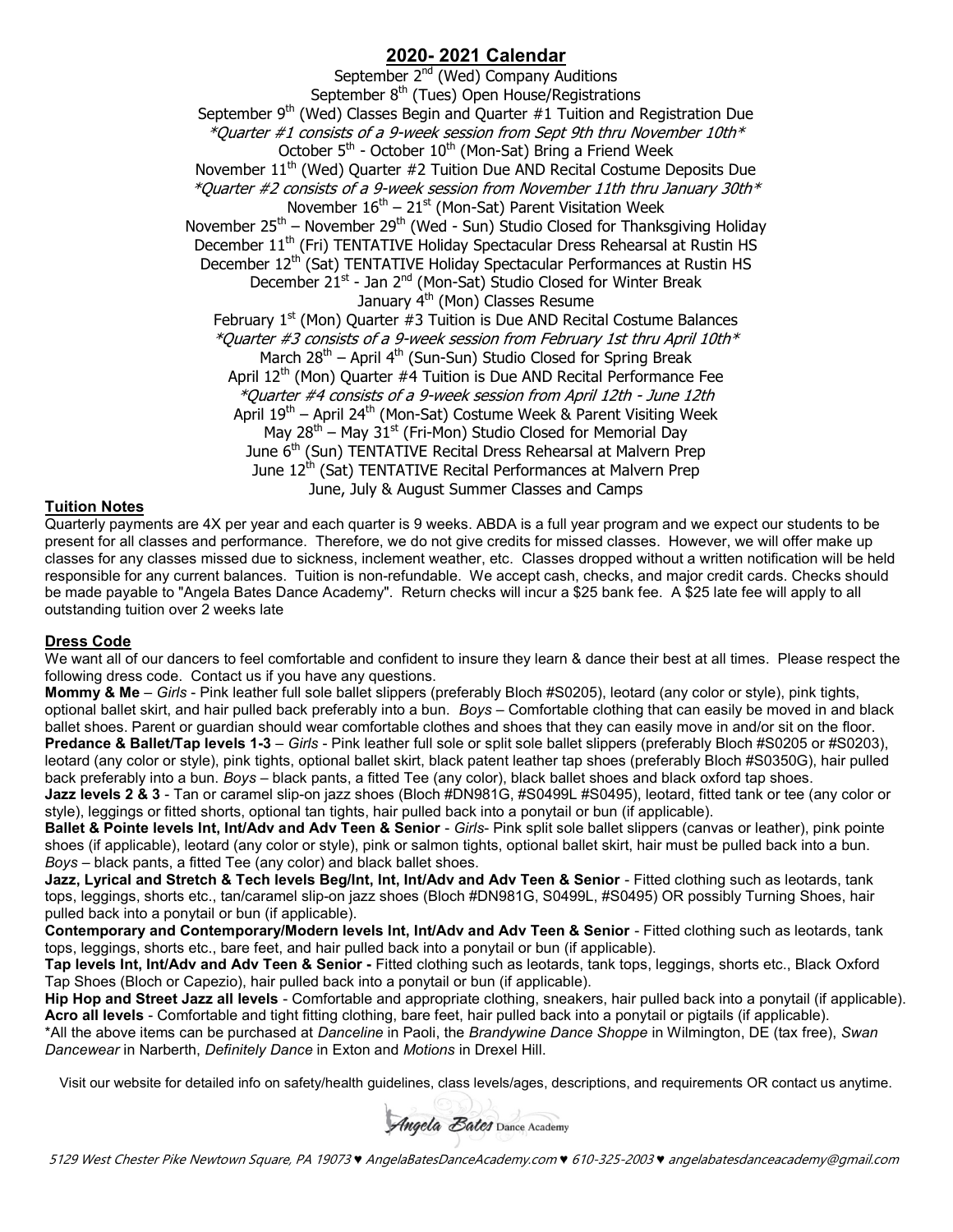## 2020- 2021 Calendar

September 2nd (Wed) Company Auditions
September 8th (Tues) Open House/Registrations
September 9th (Wed) Classes Begin and Quarter #1 Tuition and Registration Due
*\*Quarter #1 consists of a 9-week session from Sept 9th thru November 10th\**
October 5th - October 10th (Mon-Sat) Bring a Friend Week
November 11th (Wed) Quarter #2 Tuition Due AND Recital Costume Deposits Due
*\*Quarter #2 consists of a 9-week session from November 11th thru January 30th\**
November 16th – 21st (Mon-Sat) Parent Visitation Week
November 25th – November 29th (Wed - Sun) Studio Closed for Thanksgiving Holiday
December 11th (Fri) TENTATIVE Holiday Spectacular Dress Rehearsal at Rustin HS
December 12th (Sat) TENTATIVE Holiday Spectacular Performances at Rustin HS
December 21st - Jan 2nd (Mon-Sat) Studio Closed for Winter Break
January 4th (Mon) Classes Resume
February 1st (Mon) Quarter #3 Tuition is Due AND Recital Costume Balances
*\*Quarter #3 consists of a 9-week session from February 1st thru April 10th\**
March 28th – April 4th (Sun-Sun) Studio Closed for Spring Break
April 12th (Mon) Quarter #4 Tuition is Due AND Recital Performance Fee
*\*Quarter #4 consists of a 9-week session from April 12th - June 12th*
April 19th – April 24th (Mon-Sat) Costume Week & Parent Visiting Week
May 28th – May 31st (Fri-Mon) Studio Closed for Memorial Day
June 6th (Sun) TENTATIVE Recital Dress Rehearsal at Malvern Prep
June 12th (Sat) TENTATIVE Recital Performances at Malvern Prep
June, July & August Summer Classes and Camps

### Tuition Notes

Quarterly payments are 4X per year and each quarter is 9 weeks. ABDA is a full year program and we expect our students to be present for all classes and performance. Therefore, we do not give credits for missed classes. However, we will offer make up classes for any classes missed due to sickness, inclement weather, etc. Classes dropped without a written notification will be held responsible for any current balances. Tuition is non-refundable. We accept cash, checks, and major credit cards. Checks should be made payable to "Angela Bates Dance Academy". Return checks will incur a $25 bank fee. A $25 late fee will apply to all outstanding tuition over 2 weeks late

### Dress Code

We want all of our dancers to feel comfortable and confident to insure they learn & dance their best at all times. Please respect the following dress code. Contact us if you have any questions.

**Mommy & Me** – *Girls* - Pink leather full sole ballet slippers (preferably Bloch #S0205), leotard (any color or style), pink tights, optional ballet skirt, and hair pulled back preferably into a bun. *Boys* – Comfortable clothing that can easily be moved in and black ballet shoes. Parent or guardian should wear comfortable clothes and shoes that they can easily move in and/or sit on the floor.

**Predance & Ballet/Tap levels 1-3** – *Girls* - Pink leather full sole or split sole ballet slippers (preferably Bloch #S0205 or #S0203), leotard (any color or style), pink tights, optional ballet skirt, black patent leather tap shoes (preferably Bloch #S0350G), hair pulled back preferably into a bun. *Boys* – black pants, a fitted Tee (any color), black ballet shoes and black oxford tap shoes.

**Jazz levels 2 & 3** - Tan or caramel slip-on jazz shoes (Bloch #DN981G, #S0499L #S0495), leotard, fitted tank or tee (any color or style), leggings or fitted shorts, optional tan tights, hair pulled back into a ponytail or bun (if applicable).

**Ballet & Pointe levels Int, Int/Adv and Adv Teen & Senior** - *Girls*- Pink split sole ballet slippers (canvas or leather), pink pointe shoes (if applicable), leotard (any color or style), pink or salmon tights, optional ballet skirt, hair must be pulled back into a bun. *Boys* – black pants, a fitted Tee (any color) and black ballet shoes.

**Jazz, Lyrical and Stretch & Tech levels Beg/Int, Int, Int/Adv and Adv Teen & Senior** - Fitted clothing such as leotards, tank tops, leggings, shorts etc., tan/caramel slip-on jazz shoes (Bloch #DN981G, S0499L, #S0495) OR possibly Turning Shoes, hair pulled back into a ponytail or bun (if applicable).

**Contemporary and Contemporary/Modern levels Int, Int/Adv and Adv Teen & Senior** - Fitted clothing such as leotards, tank tops, leggings, shorts etc., bare feet, and hair pulled back into a ponytail or bun (if applicable).

**Tap levels Int, Int/Adv and Adv Teen & Senior -** Fitted clothing such as leotards, tank tops, leggings, shorts etc., Black Oxford Tap Shoes (Bloch or Capezio), hair pulled back into a ponytail or bun (if applicable).

**Hip Hop and Street Jazz all levels** - Comfortable and appropriate clothing, sneakers, hair pulled back into a ponytail (if applicable).

**Acro all levels** - Comfortable and tight fitting clothing, bare feet, hair pulled back into a ponytail or pigtails (if applicable).

\*All the above items can be purchased at *Danceline* in Paoli, the *Brandywine Dance Shoppe* in Wilmington, DE (tax free), *Swan Dancewear* in Narberth, *Definitely Dance* in Exton and *Motions* in Drexel Hill.

Visit our website for detailed info on safety/health guidelines, class levels/ages, descriptions, and requirements OR contact us anytime.

Angela Bates Dance Academy

5129 West Chester Pike Newtown Square, PA 19073 ♥ AngelaBatesDanceAcademy.com ♥ 610-325-2003 ♥ angelabatesdanceacademy@gmail.com